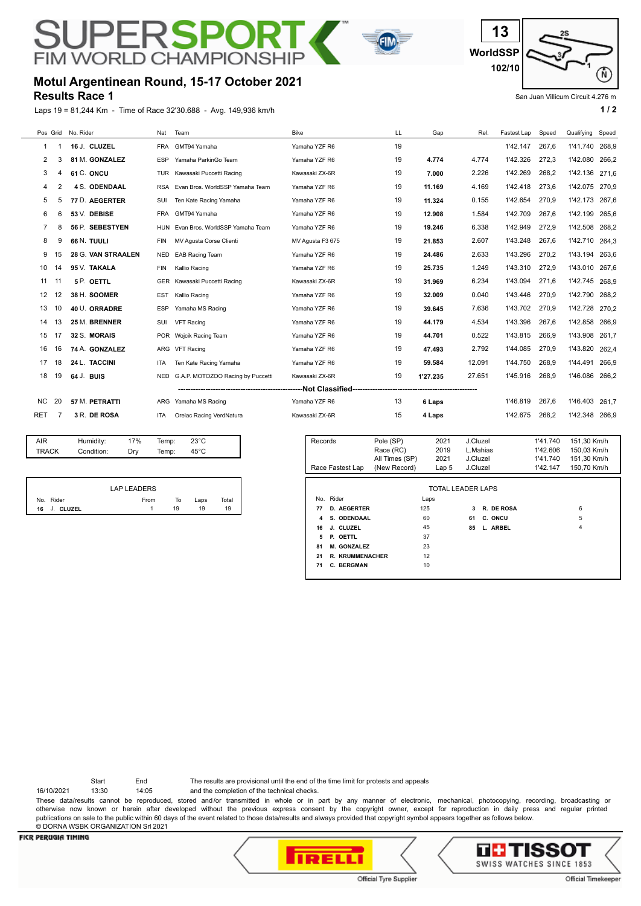# SUPERSPORT FIM WORLD CHAMPIONSHIP

**13**
**WorldSSP**
**102/10**

## Motul Argentinean Round, 15-17 October 2021
## Results Race 1

San Juan Villicum Circuit 4.276 m

Laps 19 = 81,244 Km - Time of Race 32'30.688 - Avg. 149,936 km/h

| Pos | Grid | No. Rider | Nat | Team | Bike | LL | Gap | Rel. | Fastest Lap | Speed | Qualifying | Speed |
|---|---|---|---|---|---|---|---|---|---|---|---|---|
| 1 | 1 | 16 J. **CLUZEL** | FRA | GMT94 Yamaha | Yamaha YZF R6 | 19 | | | 1'42.147 | 267,6 | 1'41.740 | 268,9 |
| 2 | 3 | 81 M. **GONZALEZ** | ESP | Yamaha ParkinGo Team | Yamaha YZF R6 | 19 | **4.774** | 4.774 | 1'42.326 | 272,3 | 1'42.080 | 266,2 |
| 3 | 4 | 61 C. **ONCU** | TUR | Kawasaki Puccetti Racing | Kawasaki ZX-6R | 19 | **7.000** | 2.226 | 1'42.269 | 268,2 | 1'42.136 | 271,6 |
| 4 | 2 | 4 S. **ODENDAAL** | RSA | Evan Bros. WorldSSP Yamaha Team | Yamaha YZF R6 | 19 | **11.169** | 4.169 | 1'42.418 | 273,6 | 1'42.075 | 270,9 |
| 5 | 5 | 77 D. **AEGERTER** | SUI | Ten Kate Racing Yamaha | Yamaha YZF R6 | 19 | **11.324** | 0.155 | 1'42.654 | 270,9 | 1'42.173 | 267,6 |
| 6 | 6 | 53 V. **DEBISE** | FRA | GMT94 Yamaha | Yamaha YZF R6 | 19 | **12.908** | 1.584 | 1'42.709 | 267,6 | 1'42.199 | 265,6 |
| 7 | 8 | 56 P. **SEBESTYEN** | HUN | Evan Bros. WorldSSP Yamaha Team | Yamaha YZF R6 | 19 | **19.246** | 6.338 | 1'42.949 | 272,9 | 1'42.508 | 268,2 |
| 8 | 9 | 66 N. **TUULI** | FIN | MV Agusta Corse Clienti | MV Agusta F3 675 | 19 | **21.853** | 2.607 | 1'43.248 | 267,6 | 1'42.710 | 264,3 |
| 9 | 15 | 28 G. **VAN STRAALEN** | NED | EAB Racing Team | Yamaha YZF R6 | 19 | **24.486** | 2.633 | 1'43.296 | 270,2 | 1'43.194 | 263,6 |
| 10 | 14 | 95 V. **TAKALA** | FIN | Kallio Racing | Yamaha YZF R6 | 19 | **25.735** | 1.249 | 1'43.310 | 272,9 | 1'43.010 | 267,6 |
| 11 | 11 | 5 P. **OETTL** | GER | Kawasaki Puccetti Racing | Kawasaki ZX-6R | 19 | **31.969** | 6.234 | 1'43.094 | 271,6 | 1'42.745 | 268,9 |
| 12 | 12 | 38 H. **SOOMER** | EST | Kallio Racing | Yamaha YZF R6 | 19 | **32.009** | 0.040 | 1'43.446 | 270,9 | 1'42.790 | 268,2 |
| 13 | 10 | 40 U. **ORRADRE** | ESP | Yamaha MS Racing | Yamaha YZF R6 | 19 | **39.645** | 7.636 | 1'43.702 | 270,9 | 1'42.728 | 270,2 |
| 14 | 13 | 25 M. **BRENNER** | SUI | VFT Racing | Yamaha YZF R6 | 19 | **44.179** | 4.534 | 1'43.396 | 267,6 | 1'42.858 | 266,9 |
| 15 | 17 | 32 S. **MORAIS** | POR | Wojcik Racing Team | Yamaha YZF R6 | 19 | **44.701** | 0.522 | 1'43.815 | 266,9 | 1'43.908 | 261,7 |
| 16 | 16 | 74 A. **GONZALEZ** | ARG | VFT Racing | Yamaha YZF R6 | 19 | **47.493** | 2.792 | 1'44.085 | 270,9 | 1'43.820 | 262,4 |
| 17 | 18 | 24 L. **TACCINI** | ITA | Ten Kate Racing Yamaha | Yamaha YZF R6 | 19 | **59.584** | 12.091 | 1'44.750 | 268,9 | 1'44.491 | 266,9 |
| 18 | 19 | 64 J. **BUIS** | NED | G.A.P. MOTOZOO Racing by Puccetti | Kawasaki ZX-6R | 19 | **1'27.235** | 27.651 | 1'45.916 | 268,9 | 1'46.086 | 266,2 |
| | | | | | **Not Classified** | | | | | | | |
| NC | 20 | 57 M. **PETRATTI** | ARG | Yamaha MS Racing | Yamaha YZF R6 | 13 | **6 Laps** | | 1'46.819 | 267,6 | 1'46.403 | 261,7 |
| RET | 7 | 3 R. **DE ROSA** | ITA | Orelac Racing VerdNatura | Kawasaki ZX-6R | 15 | **4 Laps** | | 1'42.675 | 268,2 | 1'42.348 | 266,9 |

| | | | | |
|---|---|---|---|---|
| AIR | Humidity: | 17% | Temp: | 23°C |
| TRACK | Condition: | Dry | Temp: | 45°C |

| Records | | | | | |
|---|---|---|---|---|---|
| | Pole (SP) | 2021 | J.Cluzel | 1'41.740 | 151,30 Km/h |
| | Race (RC) | 2019 | L.Mahias | 1'42.606 | 150,03 Km/h |
| | All Times (SP) | 2021 | J.Cluzel | 1'41.740 | 151,30 Km/h |
| Race Fastest Lap | (New Record) | Lap 5 | J.Cluzel | 1'42.147 | 150,70 Km/h |

**LAP LEADERS**

| No. | Rider | From | To | Laps | Total |
|---|---|---|---|---|---|
| 16 | J. **CLUZEL** | 1 | 19 | 19 | 19 |

**TOTAL LEADER LAPS**

| No. | Rider | Laps | No. | Rider | Laps |
|---|---|---|---|---|---|
| 77 | **D. AEGERTER** | 125 | 3 | **R. DE ROSA** | 6 |
| 4 | **S. ODENDAAL** | 60 | 61 | **C. ONCU** | 5 |
| 16 | **J. CLUZEL** | 45 | 85 | **L. ARBEL** | 4 |
| 5 | **P. OETTL** | 37 | | | |
| 81 | **M. GONZALEZ** | 23 | | | |
| 21 | **R. KRUMMENACHER** | 12 | | | |
| 71 | **C. BERGMAN** | 10 | | | |

| | Start | End |
|---|---|---|
| 16/10/2021 | 13:30 | 14:05 |

The results are provisional until the end of the time limit for protests and appeals and the completion of the technical checks.

These data/results cannot be reproduced, stored and/or transmitted in whole or in part by any manner of electronic, mechanical, photocopying, recording, broadcasting or otherwise now known or herein after developed without the previous express consent by the copyright owner, except for reproduction in daily press and regular printed publications on sale to the public within 60 days of the event related to those data/results and always provided that copyright symbol appears together as follows below.

© DORNA WSBK ORGANIZATION Srl 2021

FICR PERUGIA TIMING

PIRELLI — Official Tyre Supplier

TISSOT SWISS WATCHES SINCE 1853 — Official Timekeeper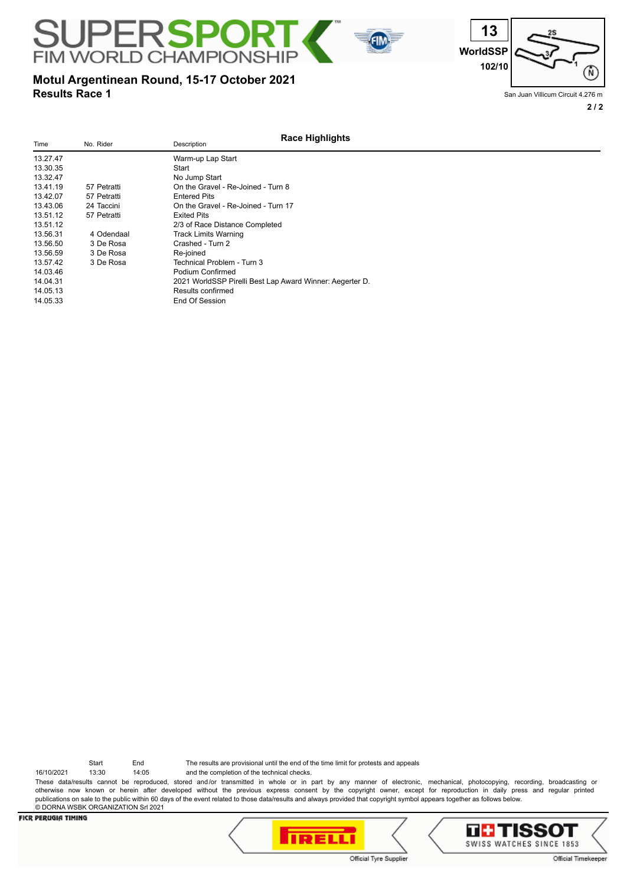# SUPERSPORT FIM WORLD CHAMPIONSHIP

**Motul Argentinean Round, 15-17 October 2021**
**Results Race 1**

13
WorldSSP
102/10

San Juan Villicum Circuit 4.276 m

## Race Highlights

| Time | No. Rider | Description |
|---|---|---|
| 13.27.47 | | Warm-up Lap Start |
| 13.30.35 | | Start |
| 13.32.47 | | No Jump Start |
| 13.41.19 | 57 Petratti | On the Gravel - Re-Joined - Turn 8 |
| 13.42.07 | 57 Petratti | Entered Pits |
| 13.43.06 | 24 Taccini | On the Gravel - Re-Joined - Turn 17 |
| 13.51.12 | 57 Petratti | Exited Pits |
| 13.51.12 | | 2/3 of Race Distance Completed |
| 13.56.31 | 4 Odendaal | Track Limits Warning |
| 13.56.50 | 3 De Rosa | Crashed - Turn 2 |
| 13.56.59 | 3 De Rosa | Re-joined |
| 13.57.42 | 3 De Rosa | Technical Problem - Turn 3 |
| 14.03.46 | | Podium Confirmed |
| 14.04.31 | | 2021 WorldSSP Pirelli Best Lap Award Winner: Aegerter D. |
| 14.05.13 | | Results confirmed |
| 14.05.33 | | End Of Session |

| | Start | End |
|---|---|---|
| 16/10/2021 | 13:30 | 14:05 |

The results are provisional until the end of the time limit for protests and appeals and the completion of the technical checks.

These data/results cannot be reproduced, stored and/or transmitted in whole or in part by any manner of electronic, mechanical, photocopying, recording, broadcasting or otherwise now known or herein after developed without the previous express consent by the copyright owner, except for reproduction in daily press and regular printed publications on sale to the public within 60 days of the event related to those data/results and always provided that copyright symbol appears together as follows below.
© DORNA WSBK ORGANIZATION Srl 2021

FICR PERUGIA TIMING

PIRELLI Official Tyre Supplier

TISSOT SWISS WATCHES SINCE 1853 Official Timekeeper